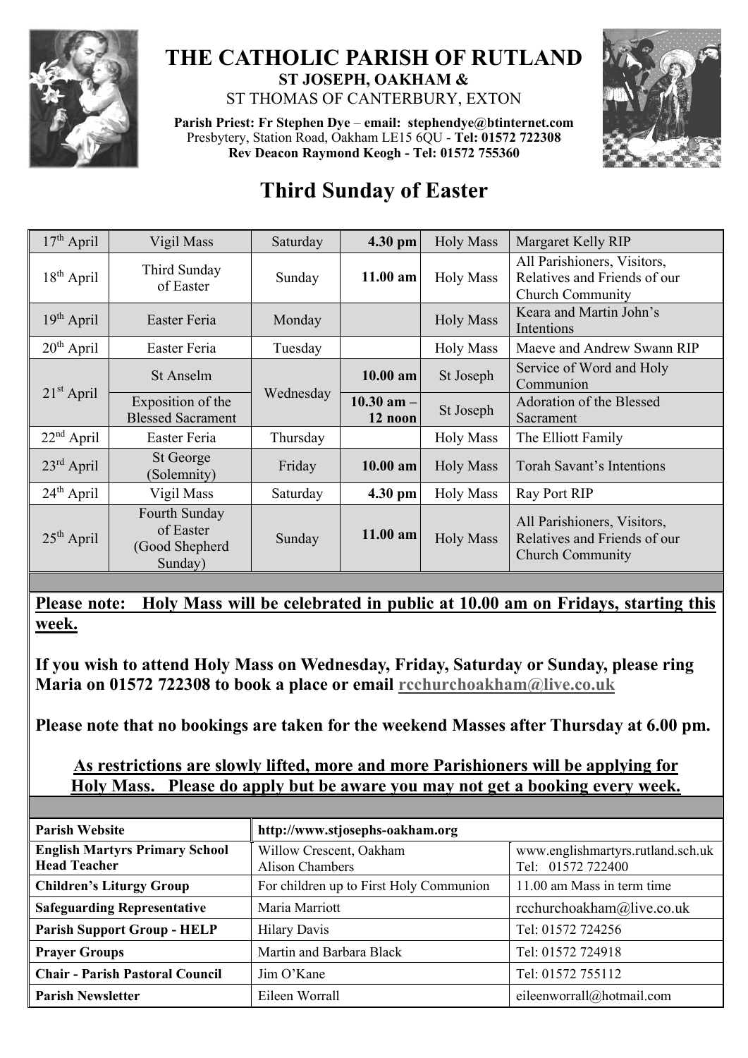# THE CATHOLIC PARISH OF RUTLAND

**ST JOSEPH, OAKHAM &**

ST THOMAS OF CANTERBURY, EXTON

**Parish Priest: Fr Stephen Dye** – **email: stephendye@btinternet.com**
Presbytery, Station Road, Oakham LE15 6QU - **Tel: 01572 722308**
**Rev Deacon Raymond Keogh - Tel: 01572 755360**

## Third Sunday of Easter

| | | | | | |
|---|---|---|---|---|---|
| 17th April | Vigil Mass | Saturday | **4.30 pm** | Holy Mass | Margaret Kelly RIP |
| 18th April | Third Sunday of Easter | Sunday | **11.00 am** | Holy Mass | All Parishioners, Visitors, Relatives and Friends of our Church Community |
| 19th April | Easter Feria | Monday | | Holy Mass | Keara and Martin John's Intentions |
| 20th April | Easter Feria | Tuesday | | Holy Mass | Maeve and Andrew Swann RIP |
| 21st April | St Anselm | Wednesday | **10.00 am** | St Joseph | Service of Word and Holy Communion |
| | Exposition of the Blessed Sacrament | | **10.30 am – 12 noon** | St Joseph | Adoration of the Blessed Sacrament |
| 22nd April | Easter Feria | Thursday | | Holy Mass | The Elliott Family |
| 23rd April | St George (Solemnity) | Friday | **10.00 am** | Holy Mass | Torah Savant's Intentions |
| 24th April | Vigil Mass | Saturday | **4.30 pm** | Holy Mass | Ray Port RIP |
| 25th April | Fourth Sunday of Easter (Good Shepherd Sunday) | Sunday | **11.00 am** | Holy Mass | All Parishioners, Visitors, Relatives and Friends of our Church Community |

**Please note: Holy Mass will be celebrated in public at 10.00 am on Fridays, starting this week.**

**If you wish to attend Holy Mass on Wednesday, Friday, Saturday or Sunday, please ring Maria on 01572 722308 to book a place or email rcchurchoakham@live.co.uk**

**Please note that no bookings are taken for the weekend Masses after Thursday at 6.00 pm.**

**As restrictions are slowly lifted, more and more Parishioners will be applying for Holy Mass. Please do apply but be aware you may not get a booking every week.**

| | | |
|---|---|---|
| **Parish Website** | **http://www.stjosephs-oakham.org** | |
| **English Martyrs Primary School Head Teacher** | Willow Crescent, Oakham Alison Chambers | www.englishmartyrs.rutland.sch.uk Tel: 01572 722400 |
| **Children's Liturgy Group** | For children up to First Holy Communion | 11.00 am Mass in term time |
| **Safeguarding Representative** | Maria Marriott | rcchurchoakham@live.co.uk |
| **Parish Support Group - HELP** | Hilary Davis | Tel: 01572 724256 |
| **Prayer Groups** | Martin and Barbara Black | Tel: 01572 724918 |
| **Chair - Parish Pastoral Council** | Jim O'Kane | Tel: 01572 755112 |
| **Parish Newsletter** | Eileen Worrall | eileenworrall@hotmail.com |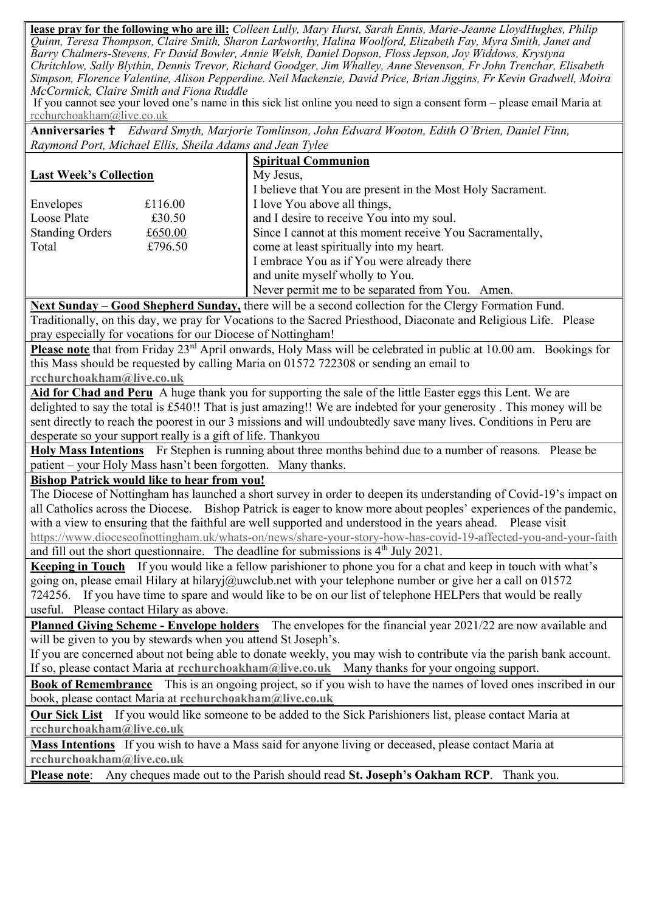**lease pray for the following who are ill:** *Colleen Lully, Mary Hurst, Sarah Ennis, Marie-Jeanne LloydHughes, Philip Quinn, Teresa Thompson, Claire Smith, Sharon Larkworthy, Halina Woolford, Elizabeth Fay, Myra Smith, Janet and Barry Chalmers-Stevens, Fr David Bowler, Annie Welsh, Daniel Dopson, Floss Jepson, Joy Widdows, Krystyna Chritchlow, Sally Blythin, Dennis Trevor, Richard Goodger, Jim Whalley, Anne Stevenson, Fr John Trenchar, Elisabeth Simpson, Florence Valentine, Alison Pepperdine. Neil Mackenzie, David Price, Brian Jiggins, Fr Kevin Gradwell, Moira McCormick, Claire Smith and Fiona Ruddle*

If you cannot see your loved one's name in this sick list online you need to sign a consent form – please email Maria at rcchurchoakham@live.co.uk

**Anniversaries ✝** *Edward Smyth, Marjorie Tomlinson, John Edward Wooton, Edith O'Brien, Daniel Finn, Raymond Port, Michael Ellis, Sheila Adams and Jean Tylee*

**Last Week's Collection**

| | |
|---|---|
| Envelopes | £116.00 |
| Loose Plate | £30.50 |
| Standing Orders | £650.00 |
| Total | £796.50 |

**Spiritual Communion**

My Jesus,
I believe that You are present in the Most Holy Sacrament.
I love You above all things,
and I desire to receive You into my soul.
Since I cannot at this moment receive You Sacramentally,
come at least spiritually into my heart.
I embrace You as if You were already there
and unite myself wholly to You.
Never permit me to be separated from You. Amen.

**Next Sunday – Good Shepherd Sunday,** there will be a second collection for the Clergy Formation Fund. Traditionally, on this day, we pray for Vocations to the Sacred Priesthood, Diaconate and Religious Life. Please pray especially for vocations for our Diocese of Nottingham!

**Please note** that from Friday 23rd April onwards, Holy Mass will be celebrated in public at 10.00 am. Bookings for this Mass should be requested by calling Maria on 01572 722308 or sending an email to **rcchurchoakham@live.co.uk**

**Aid for Chad and Peru** A huge thank you for supporting the sale of the little Easter eggs this Lent. We are delighted to say the total is £540!! That is just amazing!! We are indebted for your generosity . This money will be sent directly to reach the poorest in our 3 missions and will undoubtedly save many lives. Conditions in Peru are desperate so your support really is a gift of life. Thankyou

**Holy Mass Intentions** Fr Stephen is running about three months behind due to a number of reasons. Please be patient – your Holy Mass hasn't been forgotten. Many thanks.

**Bishop Patrick would like to hear from you!**

The Diocese of Nottingham has launched a short survey in order to deepen its understanding of Covid-19's impact on all Catholics across the Diocese. Bishop Patrick is eager to know more about peoples' experiences of the pandemic, with a view to ensuring that the faithful are well supported and understood in the years ahead. Please visit https://www.dioceseofnottingham.uk/whats-on/news/share-your-story-how-has-covid-19-affected-you-and-your-faith and fill out the short questionnaire. The deadline for submissions is 4th July 2021.

**Keeping in Touch** If you would like a fellow parishioner to phone you for a chat and keep in touch with what's going on, please email Hilary at hilaryj@uwclub.net with your telephone number or give her a call on 01572 724256. If you have time to spare and would like to be on our list of telephone HELPers that would be really useful. Please contact Hilary as above.

**Planned Giving Scheme - Envelope holders** The envelopes for the financial year 2021/22 are now available and will be given to you by stewards when you attend St Joseph's.

If you are concerned about not being able to donate weekly, you may wish to contribute via the parish bank account. If so, please contact Maria at **rcchurchoakham@live.co.uk** Many thanks for your ongoing support.

**Book of Remembrance** This is an ongoing project, so if you wish to have the names of loved ones inscribed in our book, please contact Maria at **rcchurchoakham@live.co.uk**

**Our Sick List** If you would like someone to be added to the Sick Parishioners list, please contact Maria at **rcchurchoakham@live.co.uk**

**Mass Intentions** If you wish to have a Mass said for anyone living or deceased, please contact Maria at **rcchurchoakham@live.co.uk**

**Please note**: Any cheques made out to the Parish should read **St. Joseph's Oakham RCP**. Thank you.